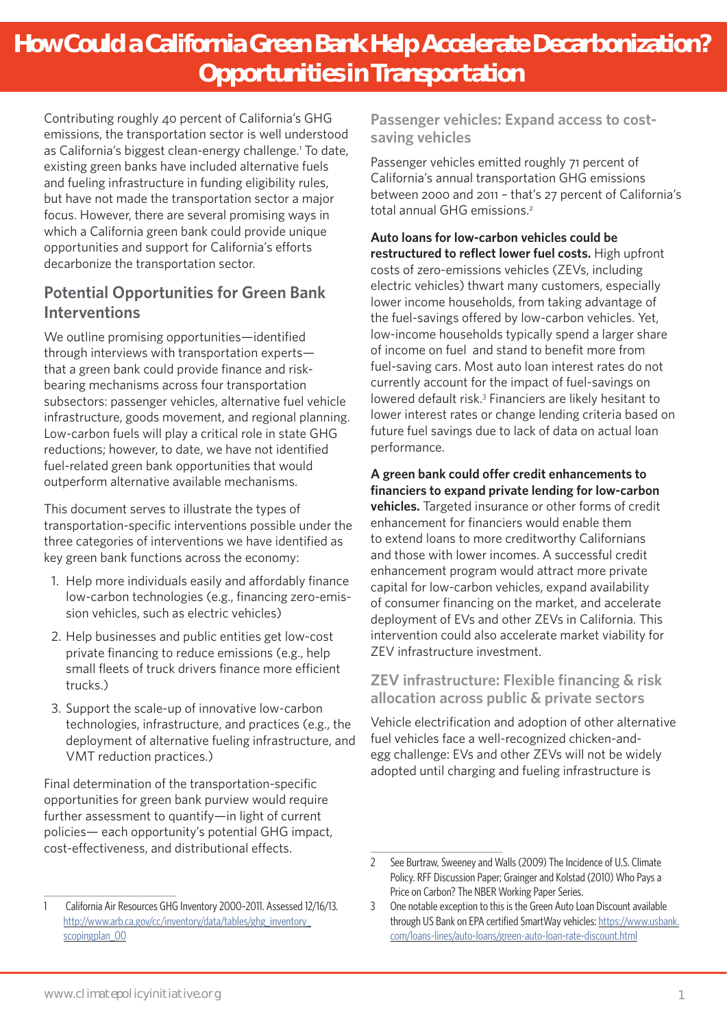# How Could a California Green Bank Help Accelerate Decarbonization? Opportunities in Transportation

Contributing roughly 40 percent of California's GHG emissions, the transportation sector is well understood as California's biggest clean-energy challenge.[1] To date, existing green banks have included alternative fuels and fueling infrastructure in funding eligibility rules, but have not made the transportation sector a major focus. However, there are several promising ways in which a California green bank could provide unique opportunities and support for California's efforts decarbonize the transportation sector.

## Potential Opportunities for Green Bank Interventions

We outline promising opportunities—identified through interviews with transportation experts—that a green bank could provide finance and risk-bearing mechanisms across four transportation subsectors: passenger vehicles, alternative fuel vehicle infrastructure, goods movement, and regional planning. Low-carbon fuels will play a critical role in state GHG reductions; however, to date, we have not identified fuel-related green bank opportunities that would outperform alternative available mechanisms.

This document serves to illustrate the types of transportation-specific interventions possible under the three categories of interventions we have identified as key green bank functions across the economy:

1. Help more individuals easily and affordably finance low-carbon technologies (e.g., financing zero-emission vehicles, such as electric vehicles)
2. Help businesses and public entities get low-cost private financing to reduce emissions (e.g., help small fleets of truck drivers finance more efficient trucks.)
3. Support the scale-up of innovative low-carbon technologies, infrastructure, and practices (e.g., the deployment of alternative fueling infrastructure, and VMT reduction practices.)

Final determination of the transportation-specific opportunities for green bank purview would require further assessment to quantify—in light of current policies— each opportunity's potential GHG impact, cost-effectiveness, and distributional effects.

### Passenger vehicles: Expand access to cost-saving vehicles

Passenger vehicles emitted roughly 71 percent of California's annual transportation GHG emissions between 2000 and 2011 – that's 27 percent of California's total annual GHG emissions.[2]

**Auto loans for low-carbon vehicles could be restructured to reflect lower fuel costs.** High upfront costs of zero-emissions vehicles (ZEVs, including electric vehicles) thwart many customers, especially lower income households, from taking advantage of the fuel-savings offered by low-carbon vehicles. Yet, low-income households typically spend a larger share of income on fuel and stand to benefit more from fuel-saving cars. Most auto loan interest rates do not currently account for the impact of fuel-savings on lowered default risk.[3] Financiers are likely hesitant to lower interest rates or change lending criteria based on future fuel savings due to lack of data on actual loan performance.

**A green bank could offer credit enhancements to financiers to expand private lending for low-carbon vehicles.** Targeted insurance or other forms of credit enhancement for financiers would enable them to extend loans to more creditworthy Californians and those with lower incomes. A successful credit enhancement program would attract more private capital for low-carbon vehicles, expand availability of consumer financing on the market, and accelerate deployment of EVs and other ZEVs in California. This intervention could also accelerate market viability for ZEV infrastructure investment.

### ZEV infrastructure: Flexible financing & risk allocation across public & private sectors

Vehicle electrification and adoption of other alternative fuel vehicles face a well-recognized chicken-and-egg challenge: EVs and other ZEVs will not be widely adopted until charging and fueling infrastructure is

---

1 California Air Resources GHG Inventory 2000-2011. Assessed 12/16/13. http://www.arb.ca.gov/cc/inventory/data/tables/ghg_inventory_scopingplan_00

2 See Burtraw, Sweeney and Walls (2009) The Incidence of U.S. Climate Policy. RFF Discussion Paper; Grainger and Kolstad (2010) Who Pays a Price on Carbon? The NBER Working Paper Series.

3 One notable exception to this is the Green Auto Loan Discount available through US Bank on EPA certified SmartWay vehicles: https://www.usbank.com/loans-lines/auto-loans/green-auto-loan-rate-discount.html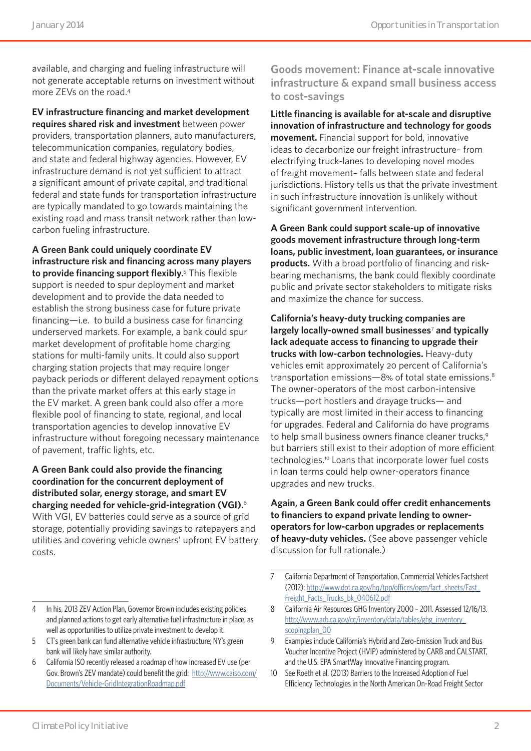available, and charging and fueling infrastructure will not generate acceptable returns on investment without more ZEVs on the road.[4]

**EV infrastructure financing and market development requires shared risk and investment** between power providers, transportation planners, auto manufacturers, telecommunication companies, regulatory bodies, and state and federal highway agencies. However, EV infrastructure demand is not yet sufficient to attract a significant amount of private capital, and traditional federal and state funds for transportation infrastructure are typically mandated to go towards maintaining the existing road and mass transit network rather than low-carbon fueling infrastructure.

**A Green Bank could uniquely coordinate EV infrastructure risk and financing across many players to provide financing support flexibly.**[5] This flexible support is needed to spur deployment and market development and to provide the data needed to establish the strong business case for future private financing—i.e. to build a business case for financing underserved markets. For example, a bank could spur market development of profitable home charging stations for multi-family units. It could also support charging station projects that may require longer payback periods or different delayed repayment options than the private market offers at this early stage in the EV market. A green bank could also offer a more flexible pool of financing to state, regional, and local transportation agencies to develop innovative EV infrastructure without foregoing necessary maintenance of pavement, traffic lights, etc.

**A Green Bank could also provide the financing coordination for the concurrent deployment of distributed solar, energy storage, and smart EV charging needed for vehicle-grid-integration (VGI).**[6] With VGI, EV batteries could serve as a source of grid storage, potentially providing savings to ratepayers and utilities and covering vehicle owners' upfront EV battery costs.

## Goods movement: Finance at-scale innovative infrastructure & expand small business access to cost-savings

**Little financing is available for at-scale and disruptive innovation of infrastructure and technology for goods movement.** Financial support for bold, innovative ideas to decarbonize our freight infrastructure– from electrifying truck-lanes to developing novel modes of freight movement– falls between state and federal jurisdictions. History tells us that the private investment in such infrastructure innovation is unlikely without significant government intervention.

**A Green Bank could support scale-up of innovative goods movement infrastructure through long-term loans, public investment, loan guarantees, or insurance products.** With a broad portfolio of financing and risk-bearing mechanisms, the bank could flexibly coordinate public and private sector stakeholders to mitigate risks and maximize the chance for success.

**California's heavy-duty trucking companies are largely locally-owned small businesses**[7] **and typically lack adequate access to financing to upgrade their trucks with low-carbon technologies.** Heavy-duty vehicles emit approximately 20 percent of California's transportation emissions—8% of total state emissions.[8] The owner-operators of the most carbon-intensive trucks—port hostlers and drayage trucks— and typically are most limited in their access to financing for upgrades. Federal and California do have programs to help small business owners finance cleaner trucks,[9] but barriers still exist to their adoption of more efficient technologies.[10] Loans that incorporate lower fuel costs in loan terms could help owner-operators finance upgrades and new trucks.

**Again, a Green Bank could offer credit enhancements to financiers to expand private lending to owner-operators for low-carbon upgrades or replacements of heavy-duty vehicles.** (See above passenger vehicle discussion for full rationale.)

---

4 In his, 2013 ZEV Action Plan, Governor Brown includes existing policies and planned actions to get early alternative fuel infrastructure in place, as well as opportunities to utilize private investment to develop it.

5 CT's green bank can fund alternative vehicle infrastructure; NY's green bank will likely have similar authority.

6 California ISO recently released a roadmap of how increased EV use (per Gov. Brown's ZEV mandate) could benefit the grid: http://www.caiso.com/Documents/Vehicle-GridIntegrationRoadmap.pdf

7 California Department of Transportation, Commercial Vehicles Factsheet (2012): http://www.dot.ca.gov/hq/tpp/offices/ogm/fact_sheets/Fast_Freight_Facts_Trucks_bk_040612.pdf

8 California Air Resources GHG Inventory 2000 - 2011. Assessed 12/16/13. http://www.arb.ca.gov/cc/inventory/data/tables/ghg_inventory_scopingplan_00

9 Examples include California's Hybrid and Zero-Emission Truck and Bus Voucher Incentive Project (HVIP) administered by CARB and CALSTART, and the U.S. EPA SmartWay Innovative Financing program.

10 See Roeth et al. (2013) Barriers to the Increased Adoption of Fuel Efficiency Technologies in the North American On-Road Freight Sector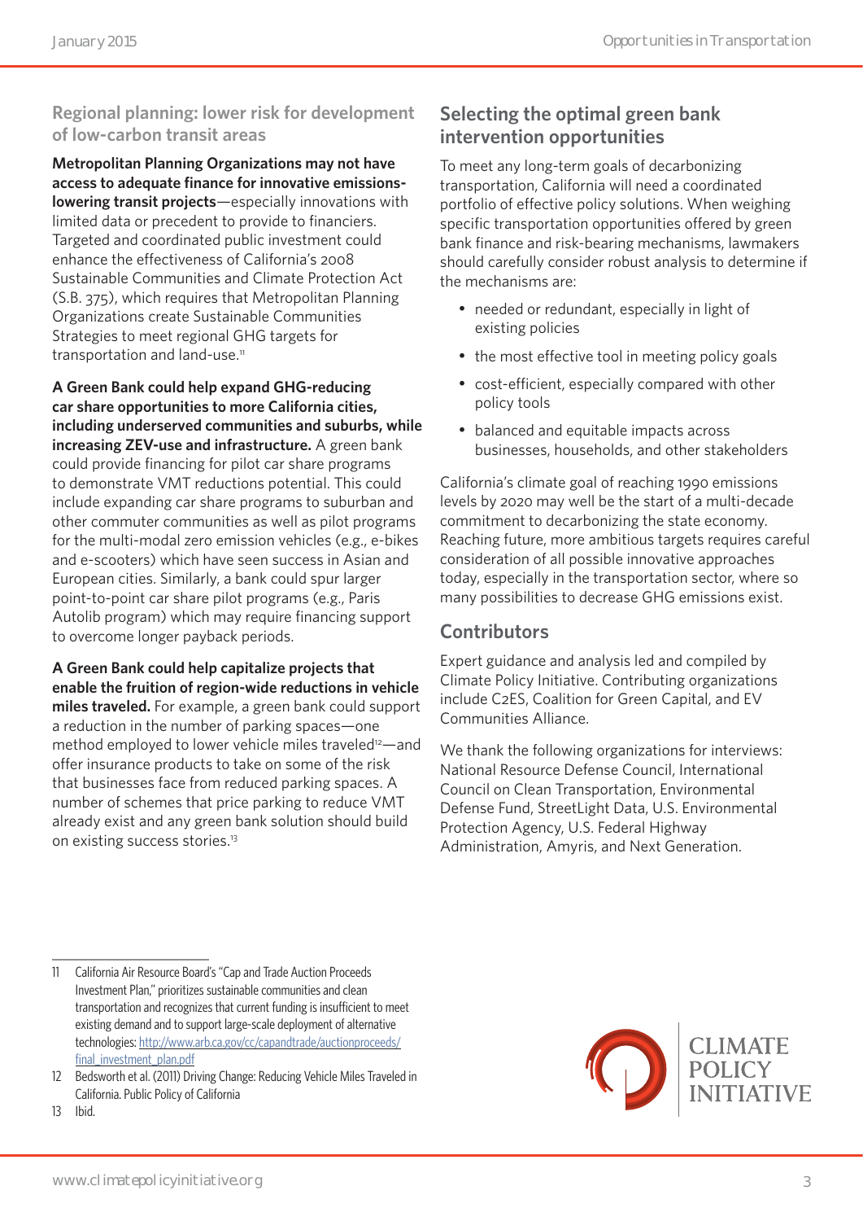### Regional planning: lower risk for development of low-carbon transit areas

**Metropolitan Planning Organizations may not have access to adequate finance for innovative emissions-lowering transit projects**—especially innovations with limited data or precedent to provide to financiers. Targeted and coordinated public investment could enhance the effectiveness of California's 2008 Sustainable Communities and Climate Protection Act (S.B. 375), which requires that Metropolitan Planning Organizations create Sustainable Communities Strategies to meet regional GHG targets for transportation and land-use.[11]

**A Green Bank could help expand GHG-reducing car share opportunities to more California cities, including underserved communities and suburbs, while increasing ZEV-use and infrastructure.** A green bank could provide financing for pilot car share programs to demonstrate VMT reductions potential. This could include expanding car share programs to suburban and other commuter communities as well as pilot programs for the multi-modal zero emission vehicles (e.g., e-bikes and e-scooters) which have seen success in Asian and European cities. Similarly, a bank could spur larger point-to-point car share pilot programs (e.g., Paris Autolib program) which may require financing support to overcome longer payback periods.

**A Green Bank could help capitalize projects that enable the fruition of region-wide reductions in vehicle miles traveled.** For example, a green bank could support a reduction in the number of parking spaces—one method employed to lower vehicle miles traveled[12]—and offer insurance products to take on some of the risk that businesses face from reduced parking spaces. A number of schemes that price parking to reduce VMT already exist and any green bank solution should build on existing success stories.[13]

## Selecting the optimal green bank intervention opportunities

To meet any long-term goals of decarbonizing transportation, California will need a coordinated portfolio of effective policy solutions. When weighing specific transportation opportunities offered by green bank finance and risk-bearing mechanisms, lawmakers should carefully consider robust analysis to determine if the mechanisms are:

- needed or redundant, especially in light of existing policies
- the most effective tool in meeting policy goals
- cost-efficient, especially compared with other policy tools
- balanced and equitable impacts across businesses, households, and other stakeholders

California's climate goal of reaching 1990 emissions levels by 2020 may well be the start of a multi-decade commitment to decarbonizing the state economy. Reaching future, more ambitious targets requires careful consideration of all possible innovative approaches today, especially in the transportation sector, where so many possibilities to decrease GHG emissions exist.

## Contributors

Expert guidance and analysis led and compiled by Climate Policy Initiative. Contributing organizations include C2ES, Coalition for Green Capital, and EV Communities Alliance.

We thank the following organizations for interviews: National Resource Defense Council, International Council on Clean Transportation, Environmental Defense Fund, StreetLight Data, U.S. Environmental Protection Agency, U.S. Federal Highway Administration, Amyris, and Next Generation.

---

11 California Air Resource Board's "Cap and Trade Auction Proceeds Investment Plan," prioritizes sustainable communities and clean transportation and recognizes that current funding is insufficient to meet existing demand and to support large-scale deployment of alternative technologies: http://www.arb.ca.gov/cc/capandtrade/auctionproceeds/final_investment_plan.pdf

12 Bedsworth et al. (2011) Driving Change: Reducing Vehicle Miles Traveled in California. Public Policy of California

13 Ibid.

CLIMATE POLICY INITIATIVE